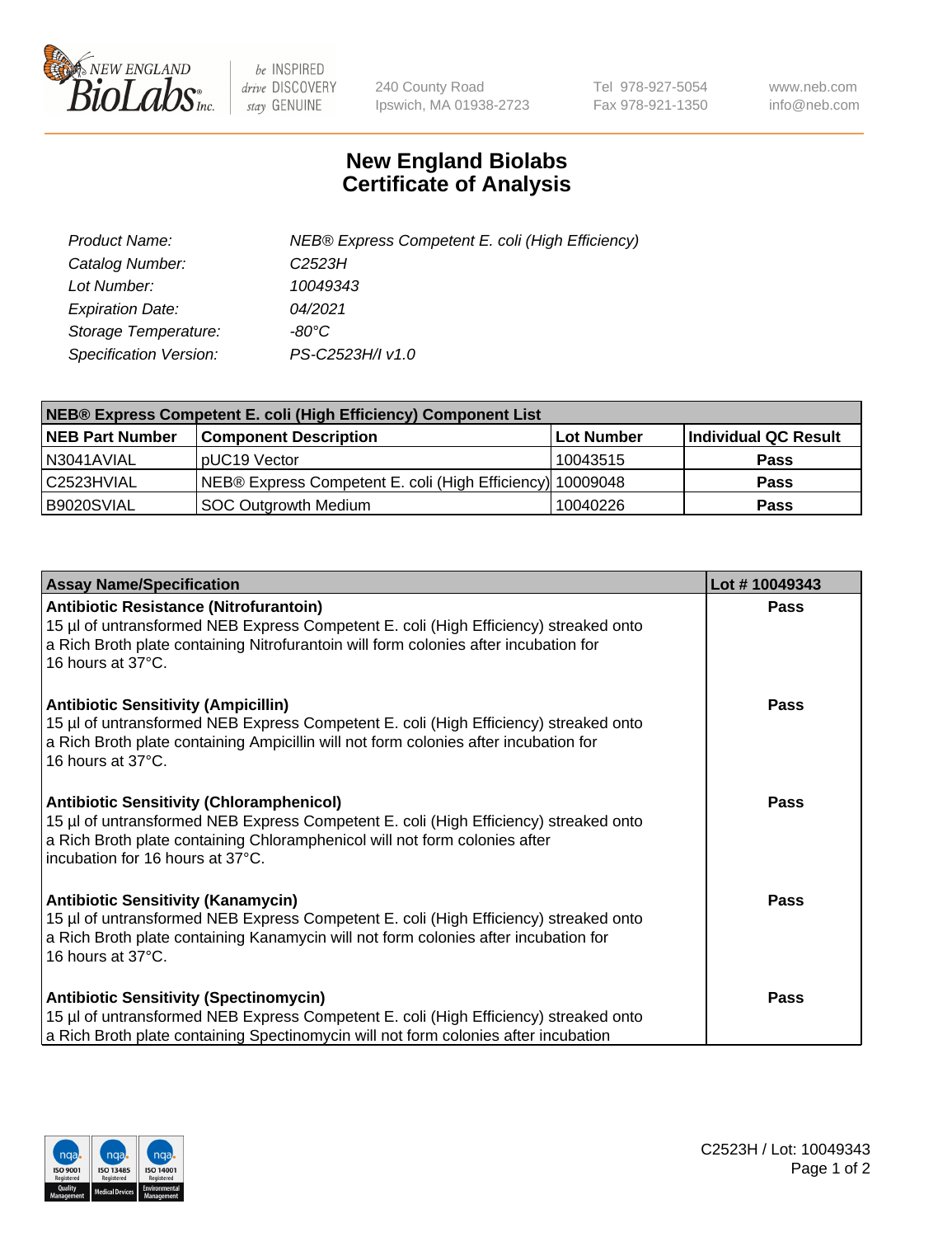# New England Biolabs Certificate of Analysis

| | |
|---|---|
| *Product Name:* | *NEB® Express Competent E. coli (High Efficiency)* |
| *Catalog Number:* | *C2523H* |
| *Lot Number:* | *10049343* |
| *Expiration Date:* | *04/2021* |
| *Storage Temperature:* | *-80°C* |
| *Specification Version:* | *PS-C2523H/I v1.0* |

| NEB® Express Competent E. coli (High Efficiency) Component List | | | |
|---|---|---|---|
| **NEB Part Number** | **Component Description** | **Lot Number** | **Individual QC Result** |
| N3041AVIAL | pUC19 Vector | 10043515 | **Pass** |
| C2523HVIAL | NEB® Express Competent E. coli (High Efficiency) | 10009048 | **Pass** |
| B9020SVIAL | SOC Outgrowth Medium | 10040226 | **Pass** |

| Assay Name/Specification | Lot # 10049343 |
|---|---|
| **Antibiotic Resistance (Nitrofurantoin)** 15 µl of untransformed NEB Express Competent E. coli (High Efficiency) streaked onto a Rich Broth plate containing Nitrofurantoin will form colonies after incubation for 16 hours at 37°C. | **Pass** |
| **Antibiotic Sensitivity (Ampicillin)** 15 µl of untransformed NEB Express Competent E. coli (High Efficiency) streaked onto a Rich Broth plate containing Ampicillin will not form colonies after incubation for 16 hours at 37°C. | **Pass** |
| **Antibiotic Sensitivity (Chloramphenicol)** 15 µl of untransformed NEB Express Competent E. coli (High Efficiency) streaked onto a Rich Broth plate containing Chloramphenicol will not form colonies after incubation for 16 hours at 37°C. | **Pass** |
| **Antibiotic Sensitivity (Kanamycin)** 15 µl of untransformed NEB Express Competent E. coli (High Efficiency) streaked onto a Rich Broth plate containing Kanamycin will not form colonies after incubation for 16 hours at 37°C. | **Pass** |
| **Antibiotic Sensitivity (Spectinomycin)** 15 µl of untransformed NEB Express Competent E. coli (High Efficiency) streaked onto a Rich Broth plate containing Spectinomycin will not form colonies after incubation | **Pass** |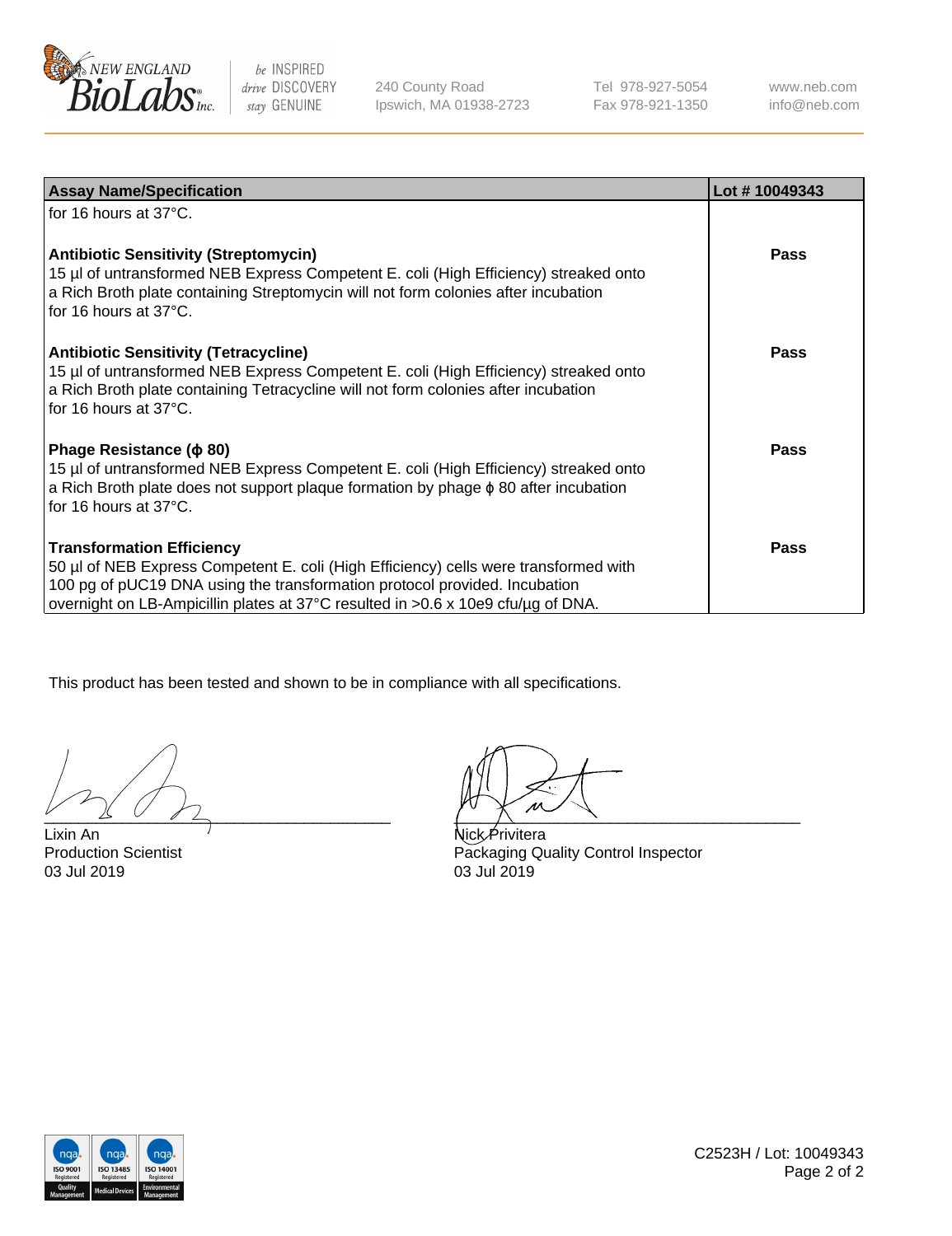| Assay Name/Specification | Lot # 10049343 |
|---|---|
| for 16 hours at 37°C. | |
| **Antibiotic Sensitivity (Streptomycin)**<br>15 µl of untransformed NEB Express Competent E. coli (High Efficiency) streaked onto a Rich Broth plate containing Streptomycin will not form colonies after incubation for 16 hours at 37°C. | **Pass** |
| **Antibiotic Sensitivity (Tetracycline)**<br>15 µl of untransformed NEB Express Competent E. coli (High Efficiency) streaked onto a Rich Broth plate containing Tetracycline will not form colonies after incubation for 16 hours at 37°C. | **Pass** |
| **Phage Resistance (ϕ 80)**<br>15 µl of untransformed NEB Express Competent E. coli (High Efficiency) streaked onto a Rich Broth plate does not support plaque formation by phage ϕ 80 after incubation for 16 hours at 37°C. | **Pass** |
| **Transformation Efficiency**<br>50 µl of NEB Express Competent E. coli (High Efficiency) cells were transformed with 100 pg of pUC19 DNA using the transformation protocol provided. Incubation overnight on LB-Ampicillin plates at 37°C resulted in >0.6 x 10e9 cfu/µg of DNA. | **Pass** |

This product has been tested and shown to be in compliance with all specifications.

Lixin An
Production Scientist
03 Jul 2019

Nick Privitera
Packaging Quality Control Inspector
03 Jul 2019

C2523H / Lot: 10049343